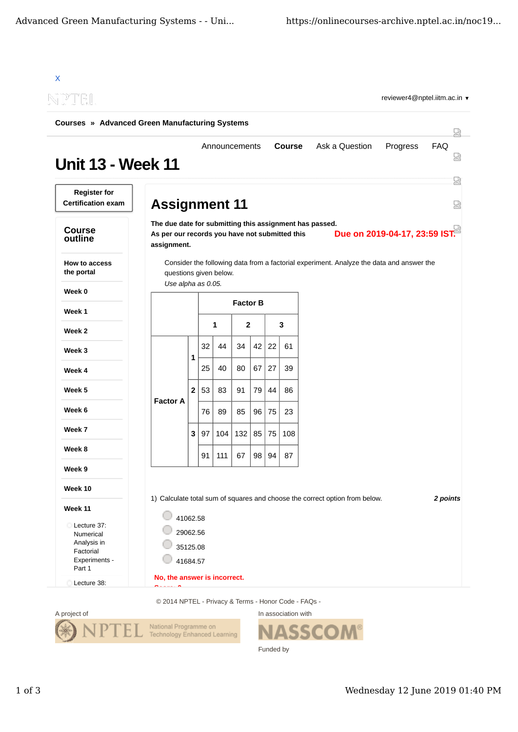X

reviewer4@nptel.iitm.ac.in ▼

**Courses » Advanced Green Manufacturing Systems**

Announcements **Course** Ask a Question Progress FAQ

# Unit 13 - Week 11

**Register for Certification exam**

## Course outline

- **How to access the portal**
- **Week 0**
- **Week 1**
- **Week 2**
- **Week 3**
- **Week 4**
- **Week 5**
- **Week 6**
- **Week 7**
- **Week 8**
- **Week 9**
- **Week 10**
- **Week 11**
  - Lecture 37: Numerical Analysis in Factorial Experiments - Part 1
  - Lecture 38:

## Assignment 11

**The due date for submitting this assignment has passed.**
**As per our records you have not submitted this assignment.**

**Due on 2019-04-17, 23:59 IST.**

Consider the following data from a factorial experiment. Analyze the data and answer the questions given below.
*Use alpha as 0.05.*

| | | Factor B | | | | | |
|---|---|---|---|---|---|---|---|
| | | 1 | | 2 | | 3 | |
| Factor A | 1 | 32 | 44 | 34 | 42 | 22 | 61 |
| | | 25 | 40 | 80 | 67 | 27 | 39 |
| | 2 | 53 | 83 | 91 | 79 | 44 | 86 |
| | | 76 | 89 | 85 | 96 | 75 | 23 |
| | 3 | 97 | 104 | 132 | 85 | 75 | 108 |
| | | 91 | 111 | 67 | 98 | 94 | 87 |

1) Calculate total sum of squares and choose the correct option from below. ***2 points***

- 41062.58
- 29062.56
- 35125.08
- 41684.57

**No, the answer is incorrect.**

© 2014 NPTEL - Privacy & Terms - Honor Code - FAQs -

A project of

In association with

Funded by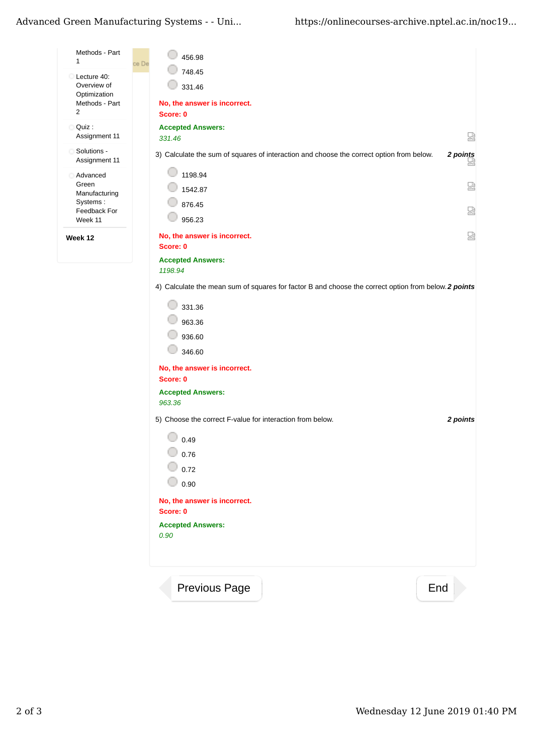Methods - Part 1

Lecture 40: Overview of Optimization Methods - Part 2

Quiz : Assignment 11

Solutions - Assignment 11

Advanced Green Manufacturing Systems : Feedback For Week 11

**Week 12**

- 456.98
- 748.45
- 331.46

**No, the answer is incorrect.**
**Score: 0**

**Accepted Answers:**
*331.46*

3) Calculate the sum of squares of interaction and choose the correct option from below. ***2 points***

- 1198.94
- 1542.87
- 876.45
- 956.23

**No, the answer is incorrect.**
**Score: 0**

**Accepted Answers:**
*1198.94*

4) Calculate the mean sum of squares for factor B and choose the correct option from below. ***2 points***

- 331.36
- 963.36
- 936.60
- 346.60

**No, the answer is incorrect.**
**Score: 0**

**Accepted Answers:**
*963.36*

5) Choose the correct F-value for interaction from below. ***2 points***

- 0.49
- 0.76
- 0.72
- 0.90

**No, the answer is incorrect.**
**Score: 0**

**Accepted Answers:**
*0.90*

Previous Page | End